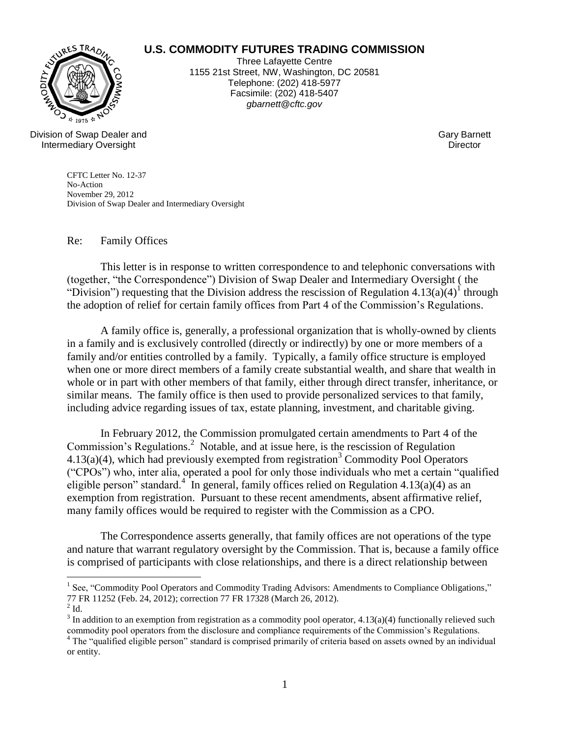# U.S. COMMODITY FUTURES TRADING COMMISSION

Three Lafayette Centre
1155 21st Street, NW, Washington, DC 20581
Telephone: (202) 418-5977
Facsimile: (202) 418-5407
*gbarnett@cftc.gov*

Division of Swap Dealer and Intermediary Oversight

Gary Barnett
Director

CFTC Letter No. 12-37
No-Action
November 29, 2012
Division of Swap Dealer and Intermediary Oversight

Re: Family Offices

This letter is in response to written correspondence to and telephonic conversations with (together, "the Correspondence") Division of Swap Dealer and Intermediary Oversight ( the "Division") requesting that the Division address the rescission of Regulation 4.13(a)(4)[1] through the adoption of relief for certain family offices from Part 4 of the Commission's Regulations.

A family office is, generally, a professional organization that is wholly-owned by clients in a family and is exclusively controlled (directly or indirectly) by one or more members of a family and/or entities controlled by a family. Typically, a family office structure is employed when one or more direct members of a family create substantial wealth, and share that wealth in whole or in part with other members of that family, either through direct transfer, inheritance, or similar means. The family office is then used to provide personalized services to that family, including advice regarding issues of tax, estate planning, investment, and charitable giving.

In February 2012, the Commission promulgated certain amendments to Part 4 of the Commission's Regulations.[2] Notable, and at issue here, is the rescission of Regulation 4.13(a)(4), which had previously exempted from registration[3] Commodity Pool Operators ("CPOs") who, inter alia, operated a pool for only those individuals who met a certain "qualified eligible person" standard.[4] In general, family offices relied on Regulation 4.13(a)(4) as an exemption from registration. Pursuant to these recent amendments, absent affirmative relief, many family offices would be required to register with the Commission as a CPO.

The Correspondence asserts generally, that family offices are not operations of the type and nature that warrant regulatory oversight by the Commission. That is, because a family office is comprised of participants with close relationships, and there is a direct relationship between

---

[1] See, "Commodity Pool Operators and Commodity Trading Advisors: Amendments to Compliance Obligations," 77 FR 11252 (Feb. 24, 2012); correction 77 FR 17328 (March 26, 2012).

[2] Id.

[3] In addition to an exemption from registration as a commodity pool operator, 4.13(a)(4) functionally relieved such commodity pool operators from the disclosure and compliance requirements of the Commission's Regulations.

[4] The "qualified eligible person" standard is comprised primarily of criteria based on assets owned by an individual or entity.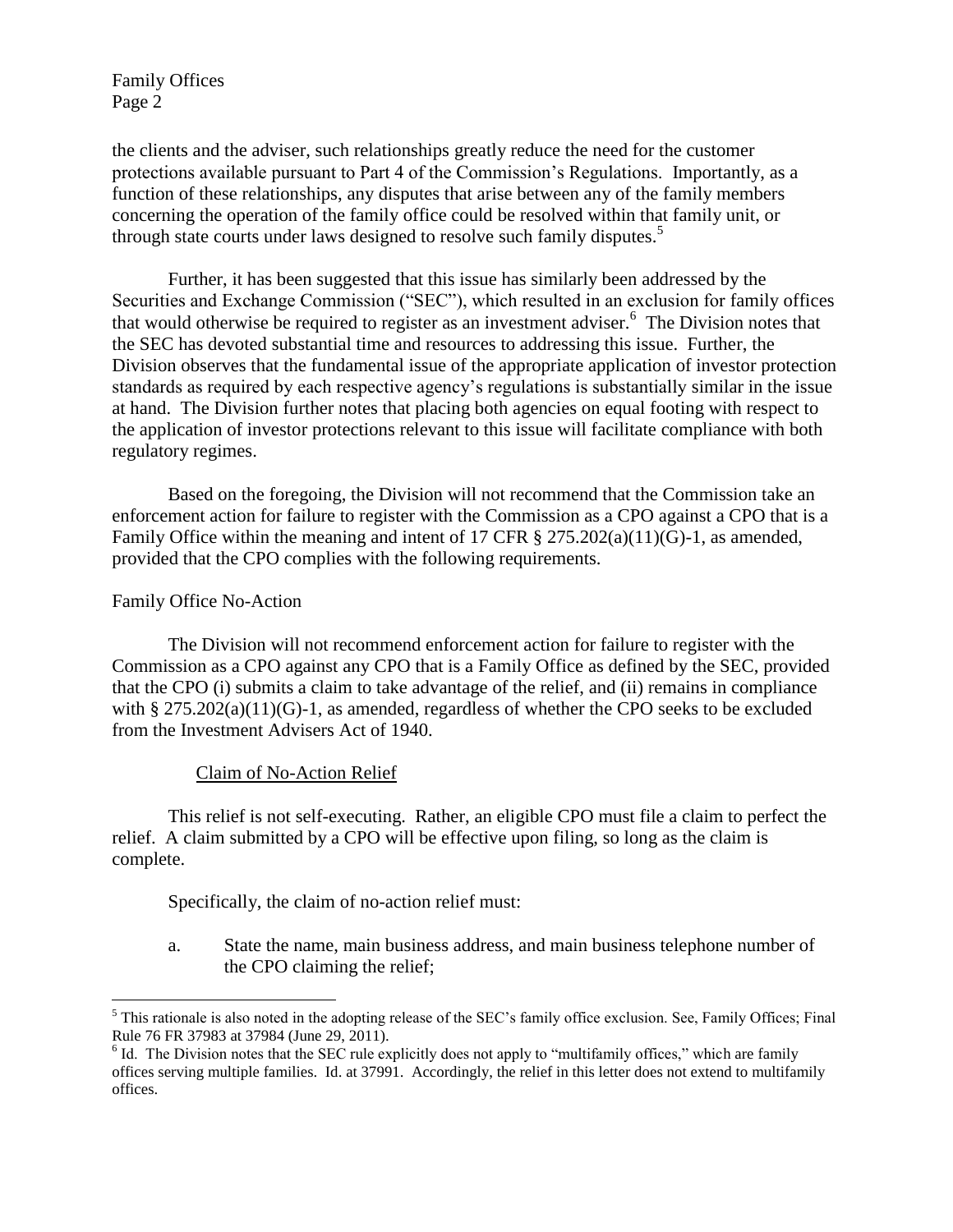the clients and the adviser, such relationships greatly reduce the need for the customer protections available pursuant to Part 4 of the Commission's Regulations. Importantly, as a function of these relationships, any disputes that arise between any of the family members concerning the operation of the family office could be resolved within that family unit, or through state courts under laws designed to resolve such family disputes.[5]

Further, it has been suggested that this issue has similarly been addressed by the Securities and Exchange Commission ("SEC"), which resulted in an exclusion for family offices that would otherwise be required to register as an investment adviser.[6] The Division notes that the SEC has devoted substantial time and resources to addressing this issue. Further, the Division observes that the fundamental issue of the appropriate application of investor protection standards as required by each respective agency's regulations is substantially similar in the issue at hand. The Division further notes that placing both agencies on equal footing with respect to the application of investor protections relevant to this issue will facilitate compliance with both regulatory regimes.

Based on the foregoing, the Division will not recommend that the Commission take an enforcement action for failure to register with the Commission as a CPO against a CPO that is a Family Office within the meaning and intent of 17 CFR § 275.202(a)(11)(G)-1, as amended, provided that the CPO complies with the following requirements.

Family Office No-Action

The Division will not recommend enforcement action for failure to register with the Commission as a CPO against any CPO that is a Family Office as defined by the SEC, provided that the CPO (i) submits a claim to take advantage of the relief, and (ii) remains in compliance with § 275.202(a)(11)(G)-1, as amended, regardless of whether the CPO seeks to be excluded from the Investment Advisers Act of 1940.

Claim of No-Action Relief

This relief is not self-executing. Rather, an eligible CPO must file a claim to perfect the relief. A claim submitted by a CPO will be effective upon filing, so long as the claim is complete.

Specifically, the claim of no-action relief must:

a. State the name, main business address, and main business telephone number of the CPO claiming the relief;

---

[5] This rationale is also noted in the adopting release of the SEC's family office exclusion. See, Family Offices; Final Rule 76 FR 37983 at 37984 (June 29, 2011).

[6] Id. The Division notes that the SEC rule explicitly does not apply to "multifamily offices," which are family offices serving multiple families. Id. at 37991. Accordingly, the relief in this letter does not extend to multifamily offices.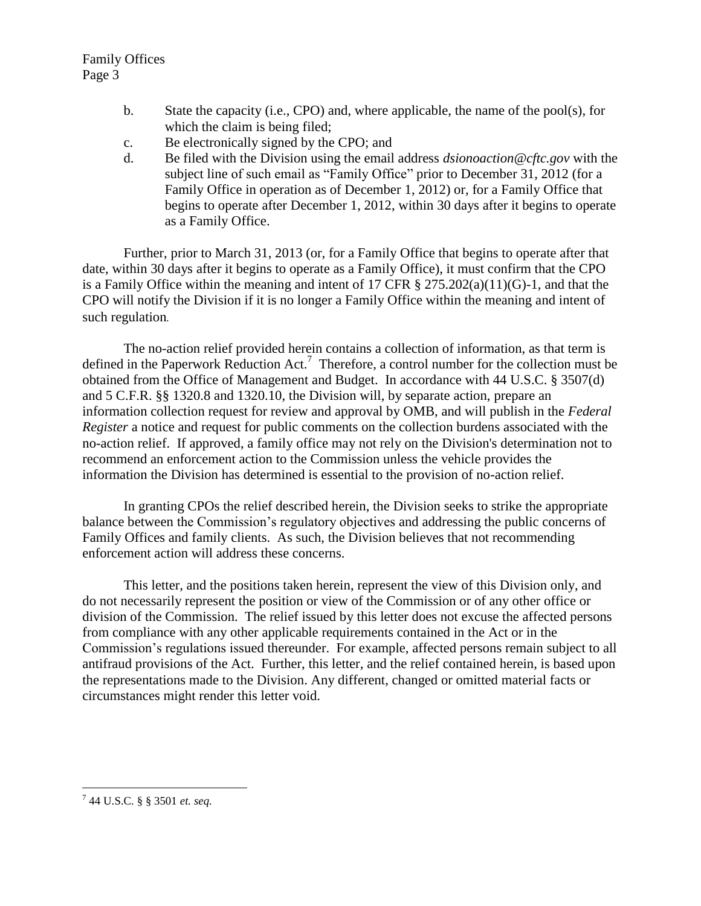b. State the capacity (i.e., CPO) and, where applicable, the name of the pool(s), for which the claim is being filed;

c. Be electronically signed by the CPO; and

d. Be filed with the Division using the email address *dsionoaction@cftc.gov* with the subject line of such email as "Family Office" prior to December 31, 2012 (for a Family Office in operation as of December 1, 2012) or, for a Family Office that begins to operate after December 1, 2012, within 30 days after it begins to operate as a Family Office.

Further, prior to March 31, 2013 (or, for a Family Office that begins to operate after that date, within 30 days after it begins to operate as a Family Office), it must confirm that the CPO is a Family Office within the meaning and intent of 17 CFR § 275.202(a)(11)(G)-1, and that the CPO will notify the Division if it is no longer a Family Office within the meaning and intent of such regulation.

The no-action relief provided herein contains a collection of information, as that term is defined in the Paperwork Reduction Act.[7] Therefore, a control number for the collection must be obtained from the Office of Management and Budget. In accordance with 44 U.S.C. § 3507(d) and 5 C.F.R. §§ 1320.8 and 1320.10, the Division will, by separate action, prepare an information collection request for review and approval by OMB, and will publish in the *Federal Register* a notice and request for public comments on the collection burdens associated with the no-action relief. If approved, a family office may not rely on the Division's determination not to recommend an enforcement action to the Commission unless the vehicle provides the information the Division has determined is essential to the provision of no-action relief.

In granting CPOs the relief described herein, the Division seeks to strike the appropriate balance between the Commission's regulatory objectives and addressing the public concerns of Family Offices and family clients. As such, the Division believes that not recommending enforcement action will address these concerns.

This letter, and the positions taken herein, represent the view of this Division only, and do not necessarily represent the position or view of the Commission or of any other office or division of the Commission. The relief issued by this letter does not excuse the affected persons from compliance with any other applicable requirements contained in the Act or in the Commission's regulations issued thereunder. For example, affected persons remain subject to all antifraud provisions of the Act. Further, this letter, and the relief contained herein, is based upon the representations made to the Division. Any different, changed or omitted material facts or circumstances might render this letter void.

---

[7] 44 U.S.C. § § 3501 *et. seq.*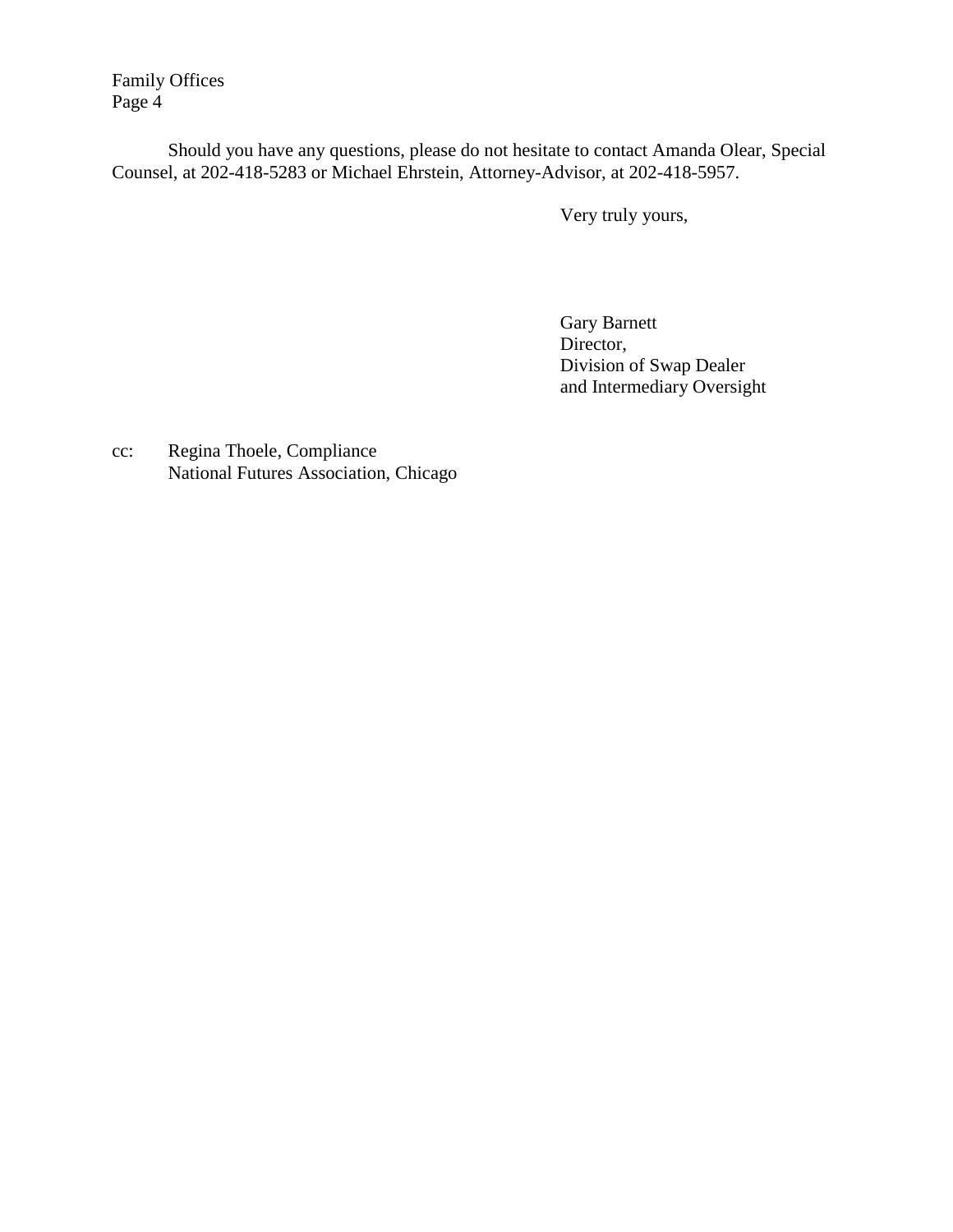Should you have any questions, please do not hesitate to contact Amanda Olear, Special Counsel, at 202-418-5283 or Michael Ehrstein, Attorney-Advisor, at 202-418-5957.

Very truly yours,

Gary Barnett
Director,
Division of Swap Dealer
and Intermediary Oversight

cc: Regina Thoele, Compliance
National Futures Association, Chicago